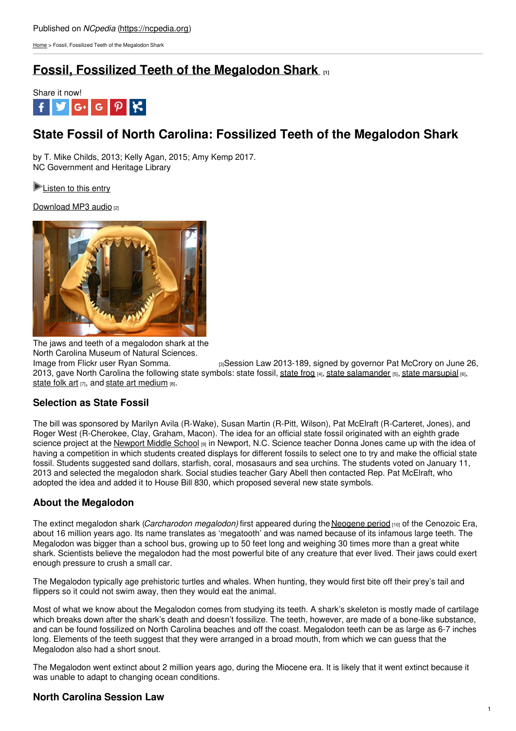Published on *NCpedia* (https://ncpedia.org)

Home > Fossil, Fossilized Teeth of the Megalodon Shark

# Fossil, Fossilized Teeth of the Megalodon Shark [1]

Share it now!

## State Fossil of North Carolina: Fossilized Teeth of the Megalodon Shark

by T. Mike Childs, 2013; Kelly Agan, 2015; Amy Kemp 2017.
NC Government and Heritage Library

Listen to this entry

Download MP3 audio [2]

The jaws and teeth of a megalodon shark at the North Carolina Museum of Natural Sciences. Image from Flickr user Ryan Somma. [3]

Session Law 2013-189, signed by governor Pat McCrory on June 26, 2013, gave North Carolina the following state symbols: state fossil, state frog [4], state salamander [5], state marsupial [6], state folk art [7], and state art medium [8].

### Selection as State Fossil

The bill was sponsored by Marilyn Avila (R-Wake), Susan Martin (R-Pitt, Wilson), Pat McElraft (R-Carteret, Jones), and Roger West (R-Cherokee, Clay, Graham, Macon). The idea for an official state fossil originated with an eighth grade science project at the Newport Middle School [9] in Newport, N.C. Science teacher Donna Jones came up with the idea of having a competition in which students created displays for different fossils to select one to try and make the official state fossil. Students suggested sand dollars, starfish, coral, mosasaurs and sea urchins. The students voted on January 11, 2013 and selected the megalodon shark. Social studies teacher Gary Abell then contacted Rep. Pat McElraft, who adopted the idea and added it to House Bill 830, which proposed several new state symbols.

### About the Megalodon

The extinct megalodon shark (*Carcharodon megalodon)* first appeared during the Neogene period [10] of the Cenozoic Era, about 16 million years ago. Its name translates as 'megatooth' and was named because of its infamous large teeth. The Megalodon was bigger than a school bus, growing up to 50 feet long and weighing 30 times more than a great white shark. Scientists believe the megalodon had the most powerful bite of any creature that ever lived. Their jaws could exert enough pressure to crush a small car.

The Megalodon typically age prehistoric turtles and whales. When hunting, they would first bite off their prey's tail and flippers so it could not swim away, then they would eat the animal.

Most of what we know about the Megalodon comes from studying its teeth. A shark's skeleton is mostly made of cartilage which breaks down after the shark's death and doesn't fossilize. The teeth, however, are made of a bone-like substance, and can be found fossilized on North Carolina beaches and off the coast. Megalodon teeth can be as large as 6-7 inches long. Elements of the teeth suggest that they were arranged in a broad mouth, from which we can guess that the Megalodon also had a short snout.

The Megalodon went extinct about 2 million years ago, during the Miocene era. It is likely that it went extinct because it was unable to adapt to changing ocean conditions.

### North Carolina Session Law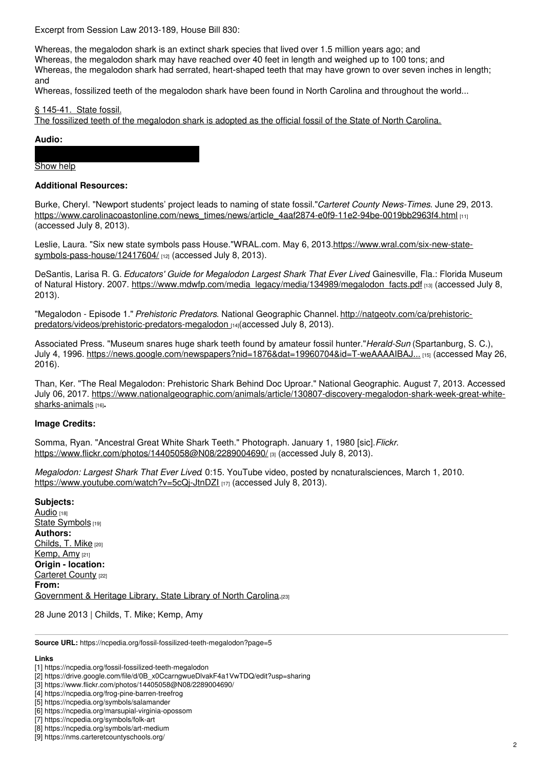Excerpt from Session Law 2013-189, House Bill 830:

Whereas, the megalodon shark is an extinct shark species that lived over 1.5 million years ago; and
Whereas, the megalodon shark may have reached over 40 feet in length and weighed up to 100 tons; and
Whereas, the megalodon shark had serrated, heart-shaped teeth that may have grown to over seven inches in length; and
Whereas, fossilized teeth of the megalodon shark have been found in North Carolina and throughout the world...

§ 145-41. State fossil.
The fossilized teeth of the megalodon shark is adopted as the official fossil of the State of North Carolina.

**Audio:**

Show help

**Additional Resources:**

Burke, Cheryl. "Newport students' project leads to naming of state fossil."*Carteret County News-Times*. June 29, 2013. https://www.carolinacoastonline.com/news_times/news/article_4aaf2874-e0f9-11e2-94be-0019bb2963f4.html [11] (accessed July 8, 2013).

Leslie, Laura. "Six new state symbols pass House."WRAL.com. May 6, 2013.https://www.wral.com/six-new-state-symbols-pass-house/12417604/ [12] (accessed July 8, 2013).

DeSantis, Larisa R. G. *Educators' Guide for Megalodon Largest Shark That Ever Lived* Gainesville, Fla.: Florida Museum of Natural History. 2007. https://www.mdwfp.com/media_legacy/media/134989/megalodon_facts.pdf [13] (accessed July 8, 2013).

"Megalodon - Episode 1." *Prehistoric Predators*. National Geographic Channel. http://natgeotv.com/ca/prehistoric-predators/videos/prehistoric-predators-megalodon [14](accessed July 8, 2013).

Associated Press. "Museum snares huge shark teeth found by amateur fossil hunter."*Herald-Sun* (Spartanburg, S. C.), July 4, 1996. https://news.google.com/newspapers?nid=1876&dat=19960704&id=T-weAAAAIBAJ... [15] (accessed May 26, 2016).

Than, Ker. "The Real Megalodon: Prehistoric Shark Behind Doc Uproar." National Geographic. August 7, 2013. Accessed July 06, 2017. https://www.nationalgeographic.com/animals/article/130807-discovery-megalodon-shark-week-great-white-sharks-animals [16].

**Image Credits:**

Somma, Ryan. "Ancestral Great White Shark Teeth." Photograph. January 1, 1980 [sic].*Flickr*. https://www.flickr.com/photos/14405058@N08/2289004690/ [3] (accessed July 8, 2013).

*Megalodon: Largest Shark That Ever Lived*. 0:15. YouTube video, posted by ncnaturalsciences, March 1, 2010. https://www.youtube.com/watch?v=5cQj-JtnDZI [17] (accessed July 8, 2013).

**Subjects:**
Audio [18]
State Symbols [19]
**Authors:**
Childs, T. Mike [20]
Kemp, Amy [21]
**Origin - location:**
Carteret County [22]
**From:**
Government & Heritage Library, State Library of North Carolina.[23]

28 June 2013 | Childs, T. Mike; Kemp, Amy

**Source URL:** https://ncpedia.org/fossil-fossilized-teeth-megalodon?page=5

**Links**
[1] https://ncpedia.org/fossil-fossilized-teeth-megalodon
[2] https://drive.google.com/file/d/0B_x0CcarngwueDlvakF4a1VwTDQ/edit?usp=sharing
[3] https://www.flickr.com/photos/14405058@N08/2289004690/
[4] https://ncpedia.org/frog-pine-barren-treefrog
[5] https://ncpedia.org/symbols/salamander
[6] https://ncpedia.org/marsupial-virginia-opossum
[7] https://ncpedia.org/symbols/folk-art
[8] https://ncpedia.org/symbols/art-medium
[9] https://nms.carteretcountyschools.org/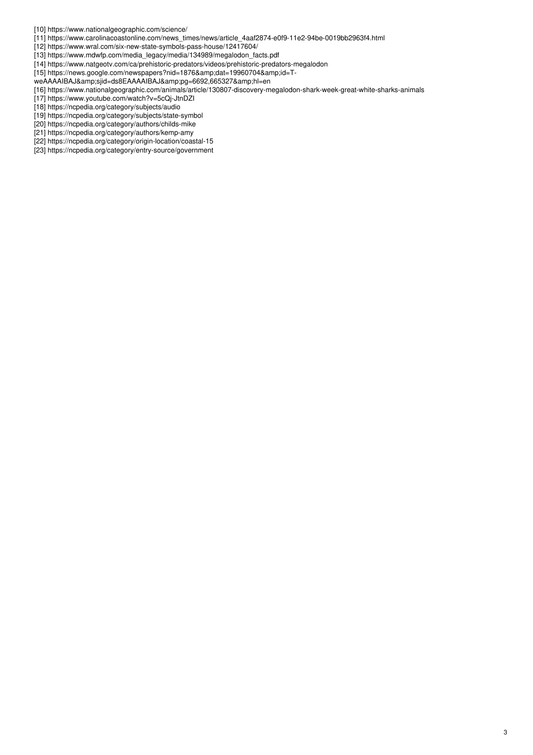[10] https://www.nationalgeographic.com/science/
[11] https://www.carolinacoastonline.com/news_times/news/article_4aaf2874-e0f9-11e2-94be-0019bb2963f4.html
[12] https://www.wral.com/six-new-state-symbols-pass-house/12417604/
[13] https://www.mdwfp.com/media_legacy/media/134989/megalodon_facts.pdf
[14] https://www.natgeotv.com/ca/prehistoric-predators/videos/prehistoric-predators-megalodon
[15] https://news.google.com/newspapers?nid=1876&amp;dat=19960704&amp;id=T-weAAAAIBAJ&amp;sjid=ds8EAAAAIBAJ&amp;pg=6692,665327&amp;hl=en
[16] https://www.nationalgeographic.com/animals/article/130807-discovery-megalodon-shark-week-great-white-sharks-animals
[17] https://www.youtube.com/watch?v=5cQj-JtnDZI
[18] https://ncpedia.org/category/subjects/audio
[19] https://ncpedia.org/category/subjects/state-symbol
[20] https://ncpedia.org/category/authors/childs-mike
[21] https://ncpedia.org/category/authors/kemp-amy
[22] https://ncpedia.org/category/origin-location/coastal-15
[23] https://ncpedia.org/category/entry-source/government